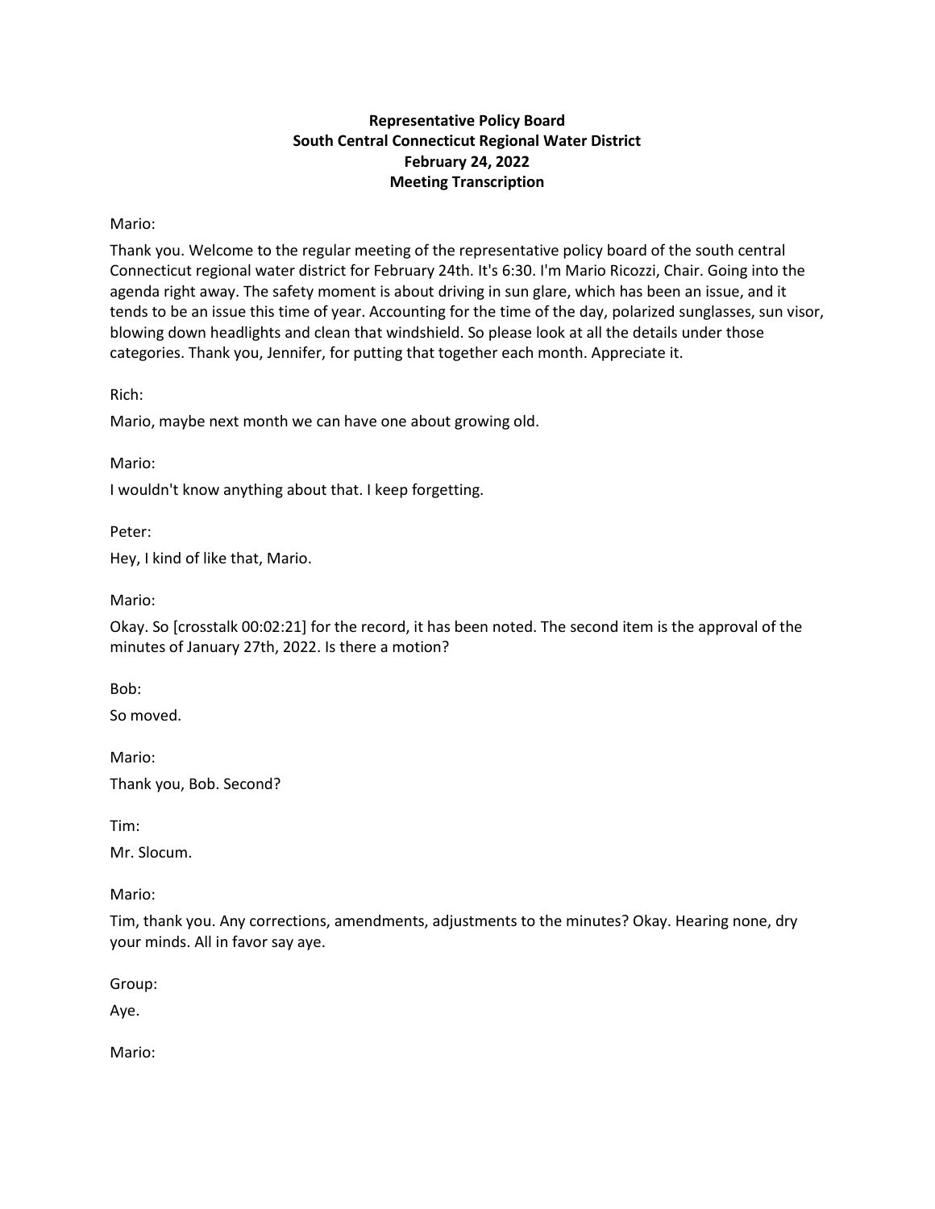**Representative Policy Board**
**South Central Connecticut Regional Water District**
**February 24, 2022**
**Meeting Transcription**

Mario:

Thank you. Welcome to the regular meeting of the representative policy board of the south central Connecticut regional water district for February 24th. It's 6:30. I'm Mario Ricozzi, Chair. Going into the agenda right away. The safety moment is about driving in sun glare, which has been an issue, and it tends to be an issue this time of year. Accounting for the time of the day, polarized sunglasses, sun visor, blowing down headlights and clean that windshield. So please look at all the details under those categories. Thank you, Jennifer, for putting that together each month. Appreciate it.

Rich:

Mario, maybe next month we can have one about growing old.

Mario:

I wouldn't know anything about that. I keep forgetting.

Peter:

Hey, I kind of like that, Mario.

Mario:

Okay. So [crosstalk 00:02:21] for the record, it has been noted. The second item is the approval of the minutes of January 27th, 2022. Is there a motion?

Bob:

So moved.

Mario:

Thank you, Bob. Second?

Tim:

Mr. Slocum.

Mario:

Tim, thank you. Any corrections, amendments, adjustments to the minutes? Okay. Hearing none, dry your minds. All in favor say aye.

Group:

Aye.

Mario: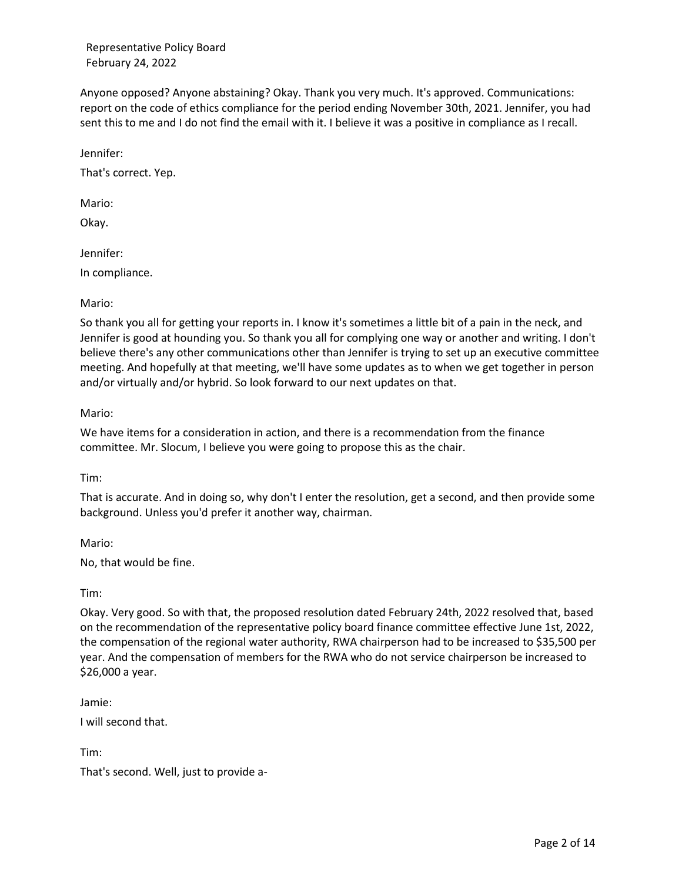Anyone opposed? Anyone abstaining? Okay. Thank you very much. It's approved. Communications: report on the code of ethics compliance for the period ending November 30th, 2021. Jennifer, you had sent this to me and I do not find the email with it. I believe it was a positive in compliance as I recall.

Jennifer:

That's correct. Yep.

Mario:

Okay.

Jennifer:

In compliance.

Mario:

So thank you all for getting your reports in. I know it's sometimes a little bit of a pain in the neck, and Jennifer is good at hounding you. So thank you all for complying one way or another and writing. I don't believe there's any other communications other than Jennifer is trying to set up an executive committee meeting. And hopefully at that meeting, we'll have some updates as to when we get together in person and/or virtually and/or hybrid. So look forward to our next updates on that.

Mario:

We have items for a consideration in action, and there is a recommendation from the finance committee. Mr. Slocum, I believe you were going to propose this as the chair.

Tim:

That is accurate. And in doing so, why don't I enter the resolution, get a second, and then provide some background. Unless you'd prefer it another way, chairman.

Mario:

No, that would be fine.

Tim:

Okay. Very good. So with that, the proposed resolution dated February 24th, 2022 resolved that, based on the recommendation of the representative policy board finance committee effective June 1st, 2022, the compensation of the regional water authority, RWA chairperson had to be increased to $35,500 per year. And the compensation of members for the RWA who do not service chairperson be increased to $26,000 a year.

Jamie:

I will second that.

Tim:

That's second. Well, just to provide a-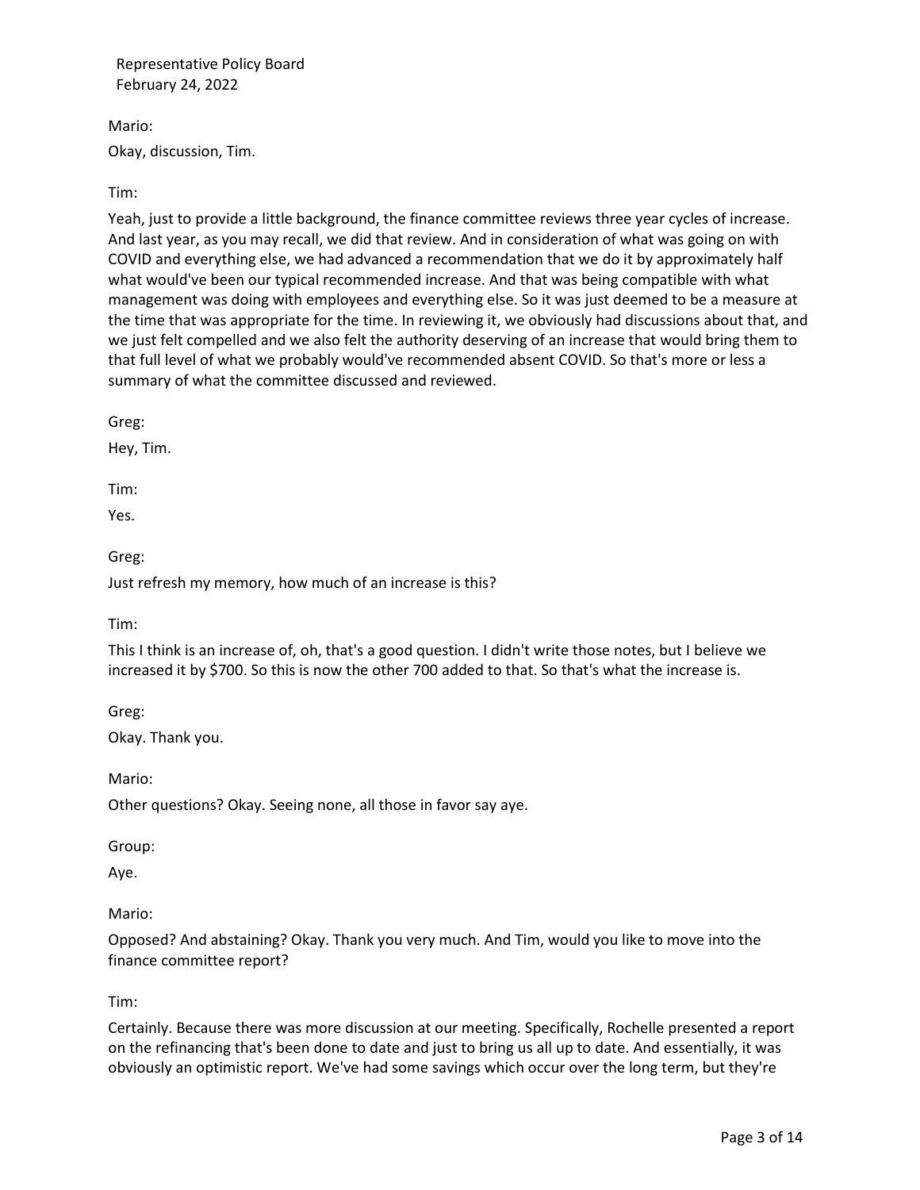Mario:

Okay, discussion, Tim.

Tim:

Yeah, just to provide a little background, the finance committee reviews three year cycles of increase. And last year, as you may recall, we did that review. And in consideration of what was going on with COVID and everything else, we had advanced a recommendation that we do it by approximately half what would've been our typical recommended increase. And that was being compatible with what management was doing with employees and everything else. So it was just deemed to be a measure at the time that was appropriate for the time. In reviewing it, we obviously had discussions about that, and we just felt compelled and we also felt the authority deserving of an increase that would bring them to that full level of what we probably would've recommended absent COVID. So that's more or less a summary of what the committee discussed and reviewed.

Greg:

Hey, Tim.

Tim:

Yes.

Greg:

Just refresh my memory, how much of an increase is this?

Tim:

This I think is an increase of, oh, that's a good question. I didn't write those notes, but I believe we increased it by $700. So this is now the other 700 added to that. So that's what the increase is.

Greg:

Okay. Thank you.

Mario:

Other questions? Okay. Seeing none, all those in favor say aye.

Group:

Aye.

Mario:

Opposed? And abstaining? Okay. Thank you very much. And Tim, would you like to move into the finance committee report?

Tim:

Certainly. Because there was more discussion at our meeting. Specifically, Rochelle presented a report on the refinancing that's been done to date and just to bring us all up to date. And essentially, it was obviously an optimistic report. We've had some savings which occur over the long term, but they're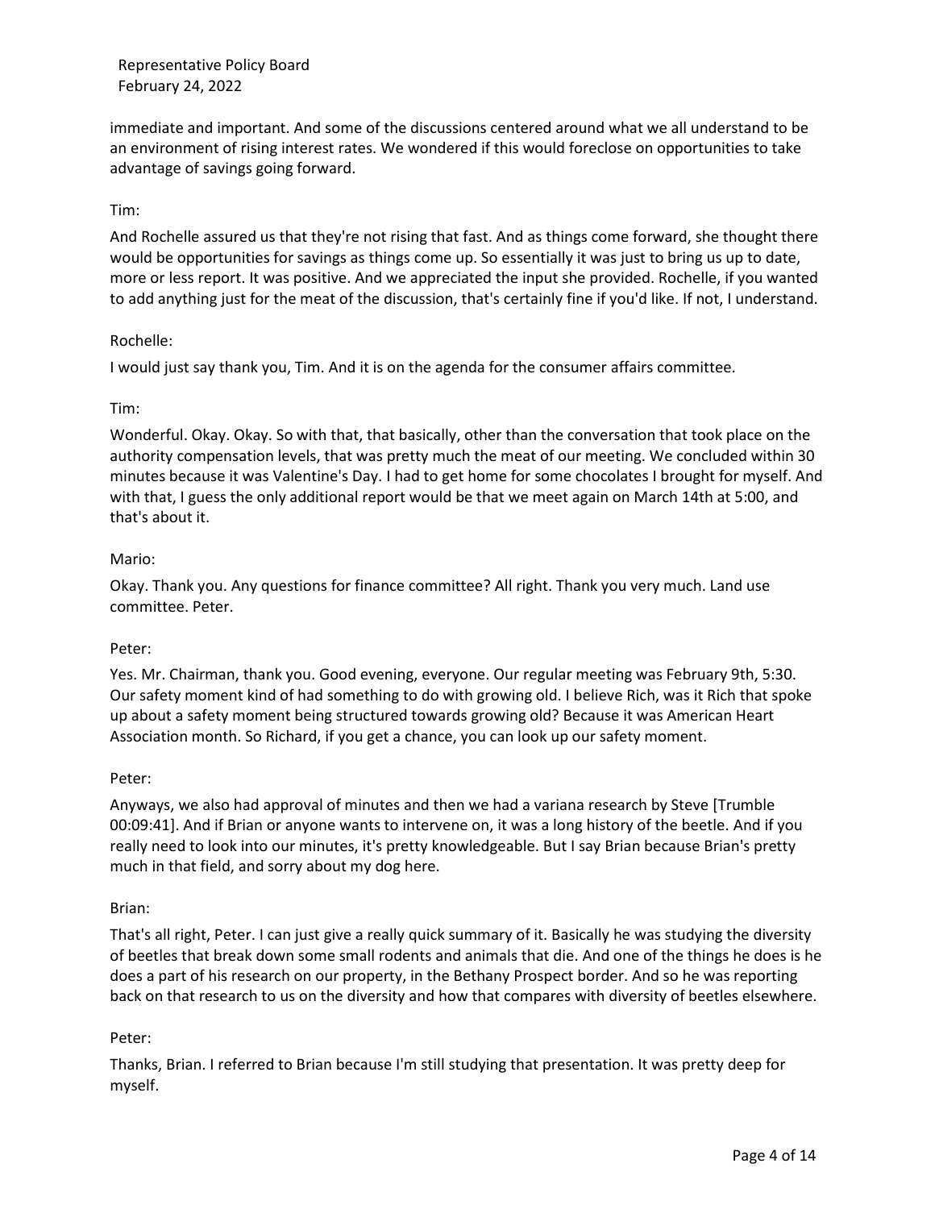immediate and important. And some of the discussions centered around what we all understand to be an environment of rising interest rates. We wondered if this would foreclose on opportunities to take advantage of savings going forward.

Tim:

And Rochelle assured us that they're not rising that fast. And as things come forward, she thought there would be opportunities for savings as things come up. So essentially it was just to bring us up to date, more or less report. It was positive. And we appreciated the input she provided. Rochelle, if you wanted to add anything just for the meat of the discussion, that's certainly fine if you'd like. If not, I understand.

Rochelle:

I would just say thank you, Tim. And it is on the agenda for the consumer affairs committee.

Tim:

Wonderful. Okay. Okay. So with that, that basically, other than the conversation that took place on the authority compensation levels, that was pretty much the meat of our meeting. We concluded within 30 minutes because it was Valentine's Day. I had to get home for some chocolates I brought for myself. And with that, I guess the only additional report would be that we meet again on March 14th at 5:00, and that's about it.

Mario:

Okay. Thank you. Any questions for finance committee? All right. Thank you very much. Land use committee. Peter.

Peter:

Yes. Mr. Chairman, thank you. Good evening, everyone. Our regular meeting was February 9th, 5:30. Our safety moment kind of had something to do with growing old. I believe Rich, was it Rich that spoke up about a safety moment being structured towards growing old? Because it was American Heart Association month. So Richard, if you get a chance, you can look up our safety moment.

Peter:

Anyways, we also had approval of minutes and then we had a variana research by Steve [Trumble 00:09:41]. And if Brian or anyone wants to intervene on, it was a long history of the beetle. And if you really need to look into our minutes, it's pretty knowledgeable. But I say Brian because Brian's pretty much in that field, and sorry about my dog here.

Brian:

That's all right, Peter. I can just give a really quick summary of it. Basically he was studying the diversity of beetles that break down some small rodents and animals that die. And one of the things he does is he does a part of his research on our property, in the Bethany Prospect border. And so he was reporting back on that research to us on the diversity and how that compares with diversity of beetles elsewhere.

Peter:

Thanks, Brian. I referred to Brian because I'm still studying that presentation. It was pretty deep for myself.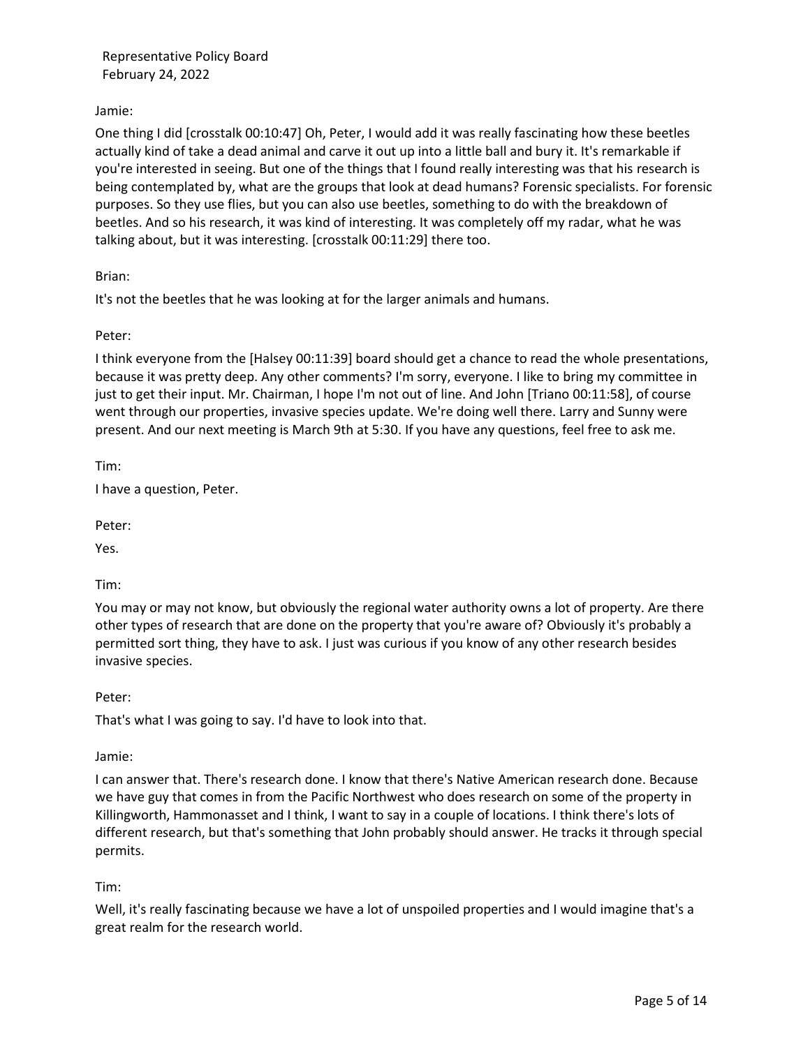Jamie:

One thing I did [crosstalk 00:10:47] Oh, Peter, I would add it was really fascinating how these beetles actually kind of take a dead animal and carve it out up into a little ball and bury it. It's remarkable if you're interested in seeing. But one of the things that I found really interesting was that his research is being contemplated by, what are the groups that look at dead humans? Forensic specialists. For forensic purposes. So they use flies, but you can also use beetles, something to do with the breakdown of beetles. And so his research, it was kind of interesting. It was completely off my radar, what he was talking about, but it was interesting. [crosstalk 00:11:29] there too.

Brian:

It's not the beetles that he was looking at for the larger animals and humans.

Peter:

I think everyone from the [Halsey 00:11:39] board should get a chance to read the whole presentations, because it was pretty deep. Any other comments? I'm sorry, everyone. I like to bring my committee in just to get their input. Mr. Chairman, I hope I'm not out of line. And John [Triano 00:11:58], of course went through our properties, invasive species update. We're doing well there. Larry and Sunny were present. And our next meeting is March 9th at 5:30. If you have any questions, feel free to ask me.

Tim:

I have a question, Peter.

Peter:

Yes.

Tim:

You may or may not know, but obviously the regional water authority owns a lot of property. Are there other types of research that are done on the property that you're aware of? Obviously it's probably a permitted sort thing, they have to ask. I just was curious if you know of any other research besides invasive species.

Peter:

That's what I was going to say. I'd have to look into that.

Jamie:

I can answer that. There's research done. I know that there's Native American research done. Because we have guy that comes in from the Pacific Northwest who does research on some of the property in Killingworth, Hammonasset and I think, I want to say in a couple of locations. I think there's lots of different research, but that's something that John probably should answer. He tracks it through special permits.

Tim:

Well, it's really fascinating because we have a lot of unspoiled properties and I would imagine that's a great realm for the research world.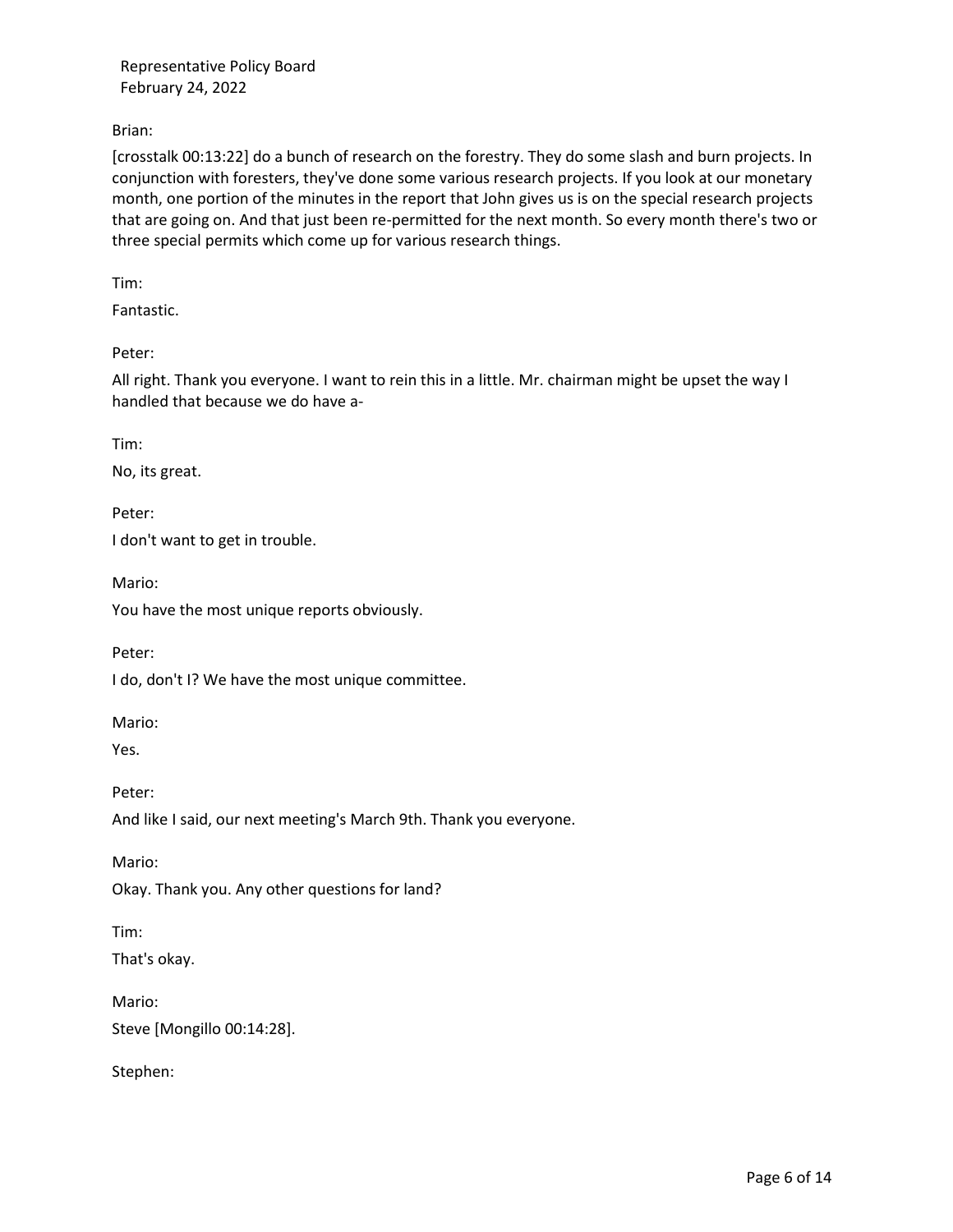Brian:

[crosstalk 00:13:22] do a bunch of research on the forestry. They do some slash and burn projects. In conjunction with foresters, they've done some various research projects. If you look at our monetary month, one portion of the minutes in the report that John gives us is on the special research projects that are going on. And that just been re-permitted for the next month. So every month there's two or three special permits which come up for various research things.

Tim:

Fantastic.

Peter:

All right. Thank you everyone. I want to rein this in a little. Mr. chairman might be upset the way I handled that because we do have a-

Tim:

No, its great.

Peter:

I don't want to get in trouble.

Mario:

You have the most unique reports obviously.

Peter:

I do, don't I? We have the most unique committee.

Mario:

Yes.

Peter:

And like I said, our next meeting's March 9th. Thank you everyone.

Mario:

Okay. Thank you. Any other questions for land?

Tim:

That's okay.

Mario:

Steve [Mongillo 00:14:28].

Stephen: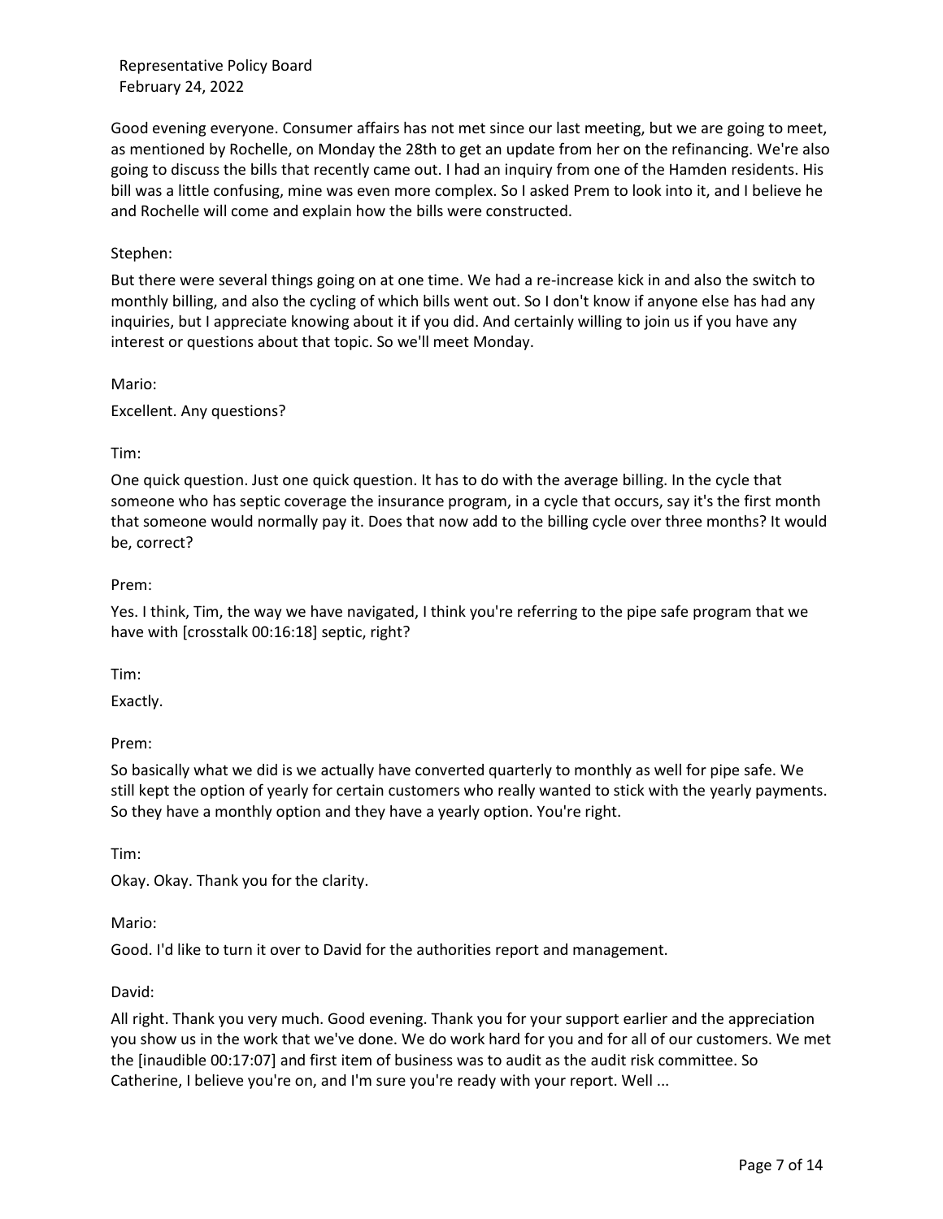Good evening everyone. Consumer affairs has not met since our last meeting, but we are going to meet, as mentioned by Rochelle, on Monday the 28th to get an update from her on the refinancing. We're also going to discuss the bills that recently came out. I had an inquiry from one of the Hamden residents. His bill was a little confusing, mine was even more complex. So I asked Prem to look into it, and I believe he and Rochelle will come and explain how the bills were constructed.

Stephen:

But there were several things going on at one time. We had a re-increase kick in and also the switch to monthly billing, and also the cycling of which bills went out. So I don't know if anyone else has had any inquiries, but I appreciate knowing about it if you did. And certainly willing to join us if you have any interest or questions about that topic. So we'll meet Monday.

Mario:

Excellent. Any questions?

Tim:

One quick question. Just one quick question. It has to do with the average billing. In the cycle that someone who has septic coverage the insurance program, in a cycle that occurs, say it's the first month that someone would normally pay it. Does that now add to the billing cycle over three months? It would be, correct?

Prem:

Yes. I think, Tim, the way we have navigated, I think you're referring to the pipe safe program that we have with [crosstalk 00:16:18] septic, right?

Tim:

Exactly.

Prem:

So basically what we did is we actually have converted quarterly to monthly as well for pipe safe. We still kept the option of yearly for certain customers who really wanted to stick with the yearly payments. So they have a monthly option and they have a yearly option. You're right.

Tim:

Okay. Okay. Thank you for the clarity.

Mario:

Good. I'd like to turn it over to David for the authorities report and management.

David:

All right. Thank you very much. Good evening. Thank you for your support earlier and the appreciation you show us in the work that we've done. We do work hard for you and for all of our customers. We met the [inaudible 00:17:07] and first item of business was to audit as the audit risk committee. So Catherine, I believe you're on, and I'm sure you're ready with your report. Well ...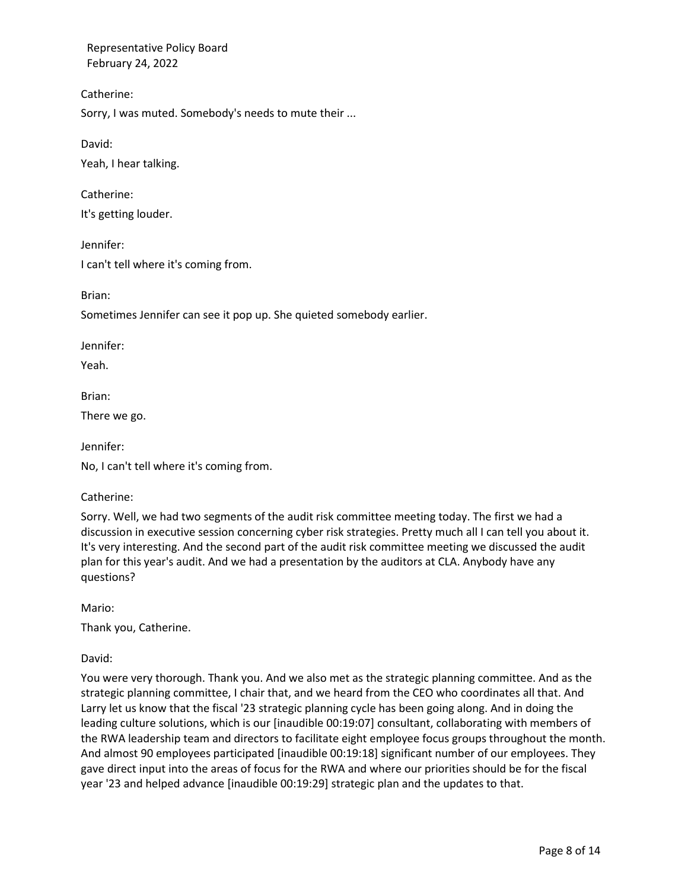Catherine:

Sorry, I was muted. Somebody's needs to mute their ...

David:

Yeah, I hear talking.

Catherine:

It's getting louder.

Jennifer:

I can't tell where it's coming from.

Brian:

Sometimes Jennifer can see it pop up. She quieted somebody earlier.

Jennifer:

Yeah.

Brian:

There we go.

Jennifer:

No, I can't tell where it's coming from.

Catherine:

Sorry. Well, we had two segments of the audit risk committee meeting today. The first we had a discussion in executive session concerning cyber risk strategies. Pretty much all I can tell you about it. It's very interesting. And the second part of the audit risk committee meeting we discussed the audit plan for this year's audit. And we had a presentation by the auditors at CLA. Anybody have any questions?

Mario:

Thank you, Catherine.

David:

You were very thorough. Thank you. And we also met as the strategic planning committee. And as the strategic planning committee, I chair that, and we heard from the CEO who coordinates all that. And Larry let us know that the fiscal '23 strategic planning cycle has been going along. And in doing the leading culture solutions, which is our [inaudible 00:19:07] consultant, collaborating with members of the RWA leadership team and directors to facilitate eight employee focus groups throughout the month. And almost 90 employees participated [inaudible 00:19:18] significant number of our employees. They gave direct input into the areas of focus for the RWA and where our priorities should be for the fiscal year '23 and helped advance [inaudible 00:19:29] strategic plan and the updates to that.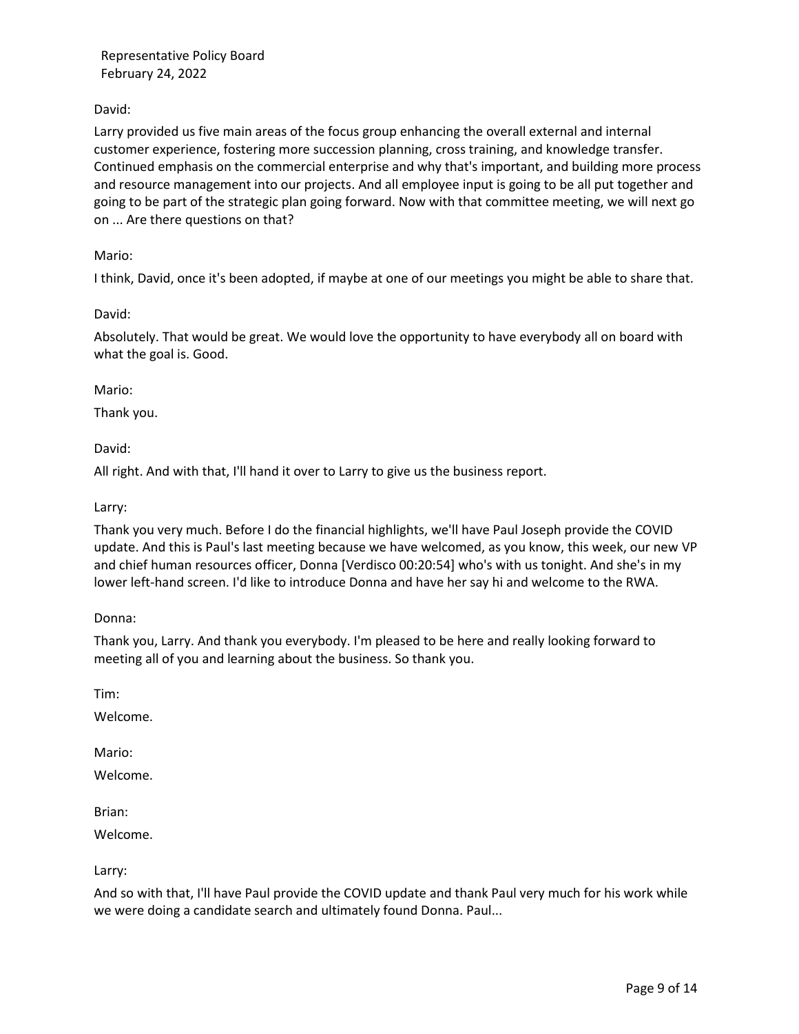David:

Larry provided us five main areas of the focus group enhancing the overall external and internal customer experience, fostering more succession planning, cross training, and knowledge transfer. Continued emphasis on the commercial enterprise and why that's important, and building more process and resource management into our projects. And all employee input is going to be all put together and going to be part of the strategic plan going forward. Now with that committee meeting, we will next go on ... Are there questions on that?

Mario:

I think, David, once it's been adopted, if maybe at one of our meetings you might be able to share that.

David:

Absolutely. That would be great. We would love the opportunity to have everybody all on board with what the goal is. Good.

Mario:

Thank you.

David:

All right. And with that, I'll hand it over to Larry to give us the business report.

Larry:

Thank you very much. Before I do the financial highlights, we'll have Paul Joseph provide the COVID update. And this is Paul's last meeting because we have welcomed, as you know, this week, our new VP and chief human resources officer, Donna [Verdisco 00:20:54] who's with us tonight. And she's in my lower left-hand screen. I'd like to introduce Donna and have her say hi and welcome to the RWA.

Donna:

Thank you, Larry. And thank you everybody. I'm pleased to be here and really looking forward to meeting all of you and learning about the business. So thank you.

Tim:

Welcome.

Mario:

Welcome.

Brian:

Welcome.

Larry:

And so with that, I'll have Paul provide the COVID update and thank Paul very much for his work while we were doing a candidate search and ultimately found Donna. Paul...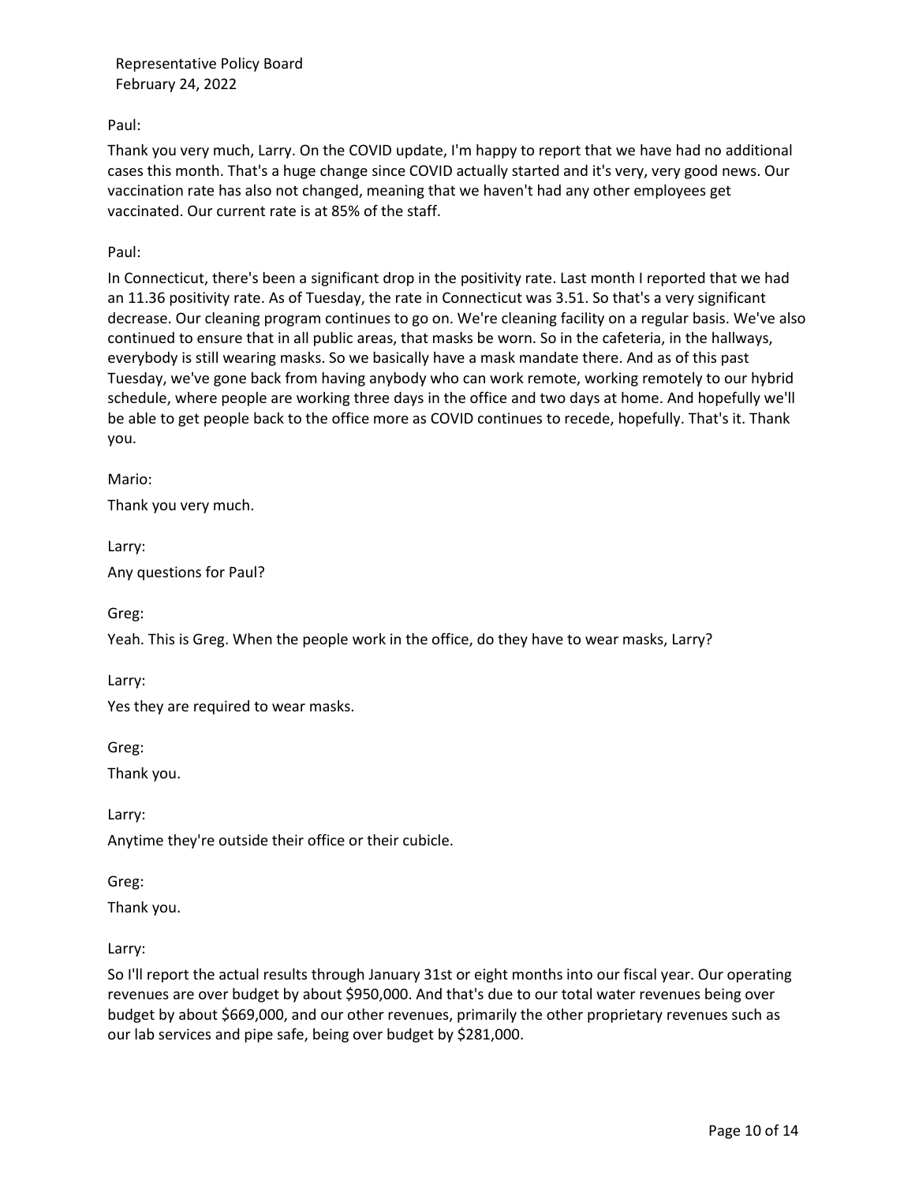Paul:

Thank you very much, Larry. On the COVID update, I'm happy to report that we have had no additional cases this month. That's a huge change since COVID actually started and it's very, very good news. Our vaccination rate has also not changed, meaning that we haven't had any other employees get vaccinated. Our current rate is at 85% of the staff.

Paul:

In Connecticut, there's been a significant drop in the positivity rate. Last month I reported that we had an 11.36 positivity rate. As of Tuesday, the rate in Connecticut was 3.51. So that's a very significant decrease. Our cleaning program continues to go on. We're cleaning facility on a regular basis. We've also continued to ensure that in all public areas, that masks be worn. So in the cafeteria, in the hallways, everybody is still wearing masks. So we basically have a mask mandate there. And as of this past Tuesday, we've gone back from having anybody who can work remote, working remotely to our hybrid schedule, where people are working three days in the office and two days at home. And hopefully we'll be able to get people back to the office more as COVID continues to recede, hopefully. That's it. Thank you.

Mario:

Thank you very much.

Larry:

Any questions for Paul?

Greg:

Yeah. This is Greg. When the people work in the office, do they have to wear masks, Larry?

Larry:

Yes they are required to wear masks.

Greg:

Thank you.

Larry:

Anytime they're outside their office or their cubicle.

Greg:

Thank you.

Larry:

So I'll report the actual results through January 31st or eight months into our fiscal year. Our operating revenues are over budget by about $950,000. And that's due to our total water revenues being over budget by about $669,000, and our other revenues, primarily the other proprietary revenues such as our lab services and pipe safe, being over budget by $281,000.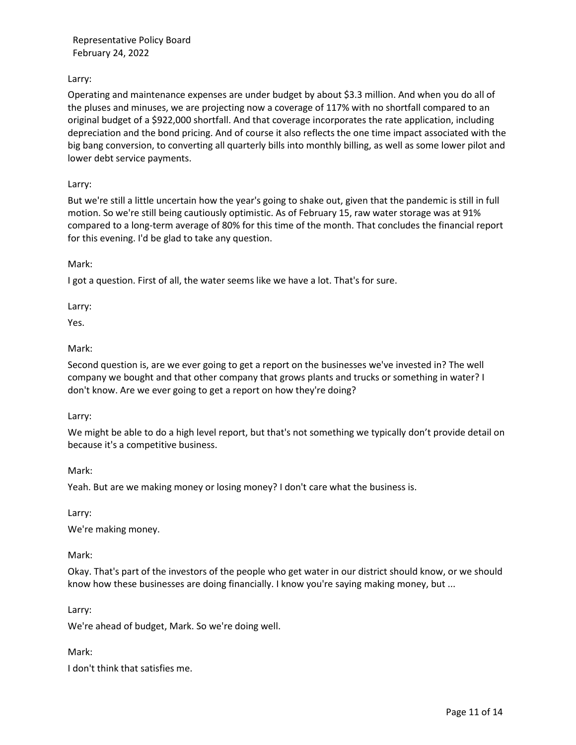Larry:

Operating and maintenance expenses are under budget by about $3.3 million. And when you do all of the pluses and minuses, we are projecting now a coverage of 117% with no shortfall compared to an original budget of a $922,000 shortfall. And that coverage incorporates the rate application, including depreciation and the bond pricing. And of course it also reflects the one time impact associated with the big bang conversion, to converting all quarterly bills into monthly billing, as well as some lower pilot and lower debt service payments.

Larry:

But we're still a little uncertain how the year's going to shake out, given that the pandemic is still in full motion. So we're still being cautiously optimistic. As of February 15, raw water storage was at 91% compared to a long-term average of 80% for this time of the month. That concludes the financial report for this evening. I'd be glad to take any question.

Mark:

I got a question. First of all, the water seems like we have a lot. That's for sure.

Larry:

Yes.

Mark:

Second question is, are we ever going to get a report on the businesses we've invested in? The well company we bought and that other company that grows plants and trucks or something in water? I don't know. Are we ever going to get a report on how they're doing?

Larry:

We might be able to do a high level report, but that's not something we typically don't provide detail on because it's a competitive business.

Mark:

Yeah. But are we making money or losing money? I don't care what the business is.

Larry:

We're making money.

Mark:

Okay. That's part of the investors of the people who get water in our district should know, or we should know how these businesses are doing financially. I know you're saying making money, but ...

Larry:

We're ahead of budget, Mark. So we're doing well.

Mark:

I don't think that satisfies me.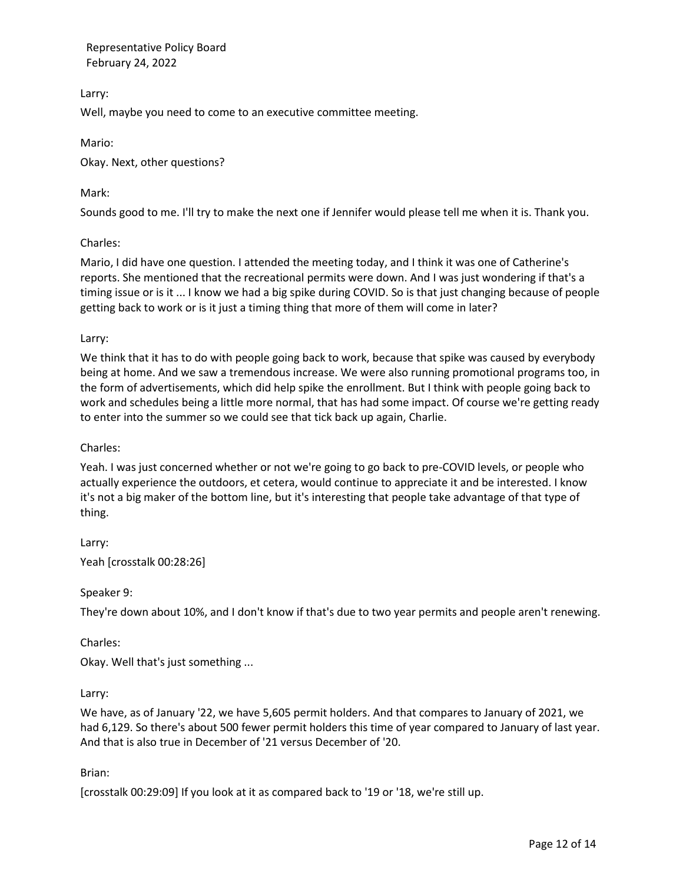Larry:

Well, maybe you need to come to an executive committee meeting.

Mario:

Okay. Next, other questions?

Mark:

Sounds good to me. I'll try to make the next one if Jennifer would please tell me when it is. Thank you.

Charles:

Mario, I did have one question. I attended the meeting today, and I think it was one of Catherine's reports. She mentioned that the recreational permits were down. And I was just wondering if that's a timing issue or is it ... I know we had a big spike during COVID. So is that just changing because of people getting back to work or is it just a timing thing that more of them will come in later?

Larry:

We think that it has to do with people going back to work, because that spike was caused by everybody being at home. And we saw a tremendous increase. We were also running promotional programs too, in the form of advertisements, which did help spike the enrollment. But I think with people going back to work and schedules being a little more normal, that has had some impact. Of course we're getting ready to enter into the summer so we could see that tick back up again, Charlie.

Charles:

Yeah. I was just concerned whether or not we're going to go back to pre-COVID levels, or people who actually experience the outdoors, et cetera, would continue to appreciate it and be interested. I know it's not a big maker of the bottom line, but it's interesting that people take advantage of that type of thing.

Larry:

Yeah [crosstalk 00:28:26]

Speaker 9:

They're down about 10%, and I don't know if that's due to two year permits and people aren't renewing.

Charles:

Okay. Well that's just something ...

Larry:

We have, as of January '22, we have 5,605 permit holders. And that compares to January of 2021, we had 6,129. So there's about 500 fewer permit holders this time of year compared to January of last year. And that is also true in December of '21 versus December of '20.

Brian:

[crosstalk 00:29:09] If you look at it as compared back to '19 or '18, we're still up.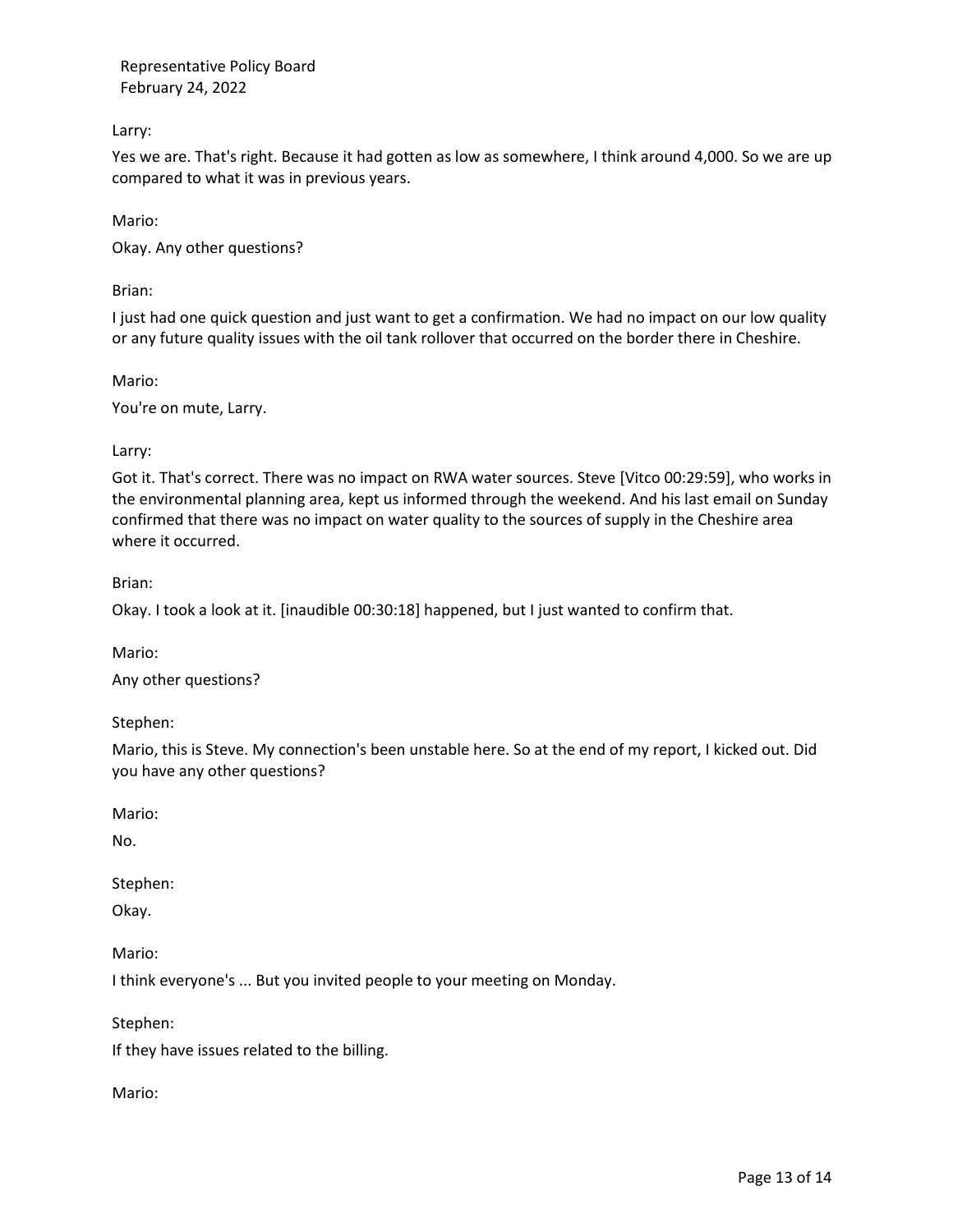Larry:

Yes we are. That's right. Because it had gotten as low as somewhere, I think around 4,000. So we are up compared to what it was in previous years.

Mario:

Okay. Any other questions?

Brian:

I just had one quick question and just want to get a confirmation. We had no impact on our low quality or any future quality issues with the oil tank rollover that occurred on the border there in Cheshire.

Mario:

You're on mute, Larry.

Larry:

Got it. That's correct. There was no impact on RWA water sources. Steve [Vitco 00:29:59], who works in the environmental planning area, kept us informed through the weekend. And his last email on Sunday confirmed that there was no impact on water quality to the sources of supply in the Cheshire area where it occurred.

Brian:

Okay. I took a look at it. [inaudible 00:30:18] happened, but I just wanted to confirm that.

Mario:

Any other questions?

Stephen:

Mario, this is Steve. My connection's been unstable here. So at the end of my report, I kicked out. Did you have any other questions?

Mario:

No.

Stephen:

Okay.

Mario:

I think everyone's ... But you invited people to your meeting on Monday.

Stephen:

If they have issues related to the billing.

Mario: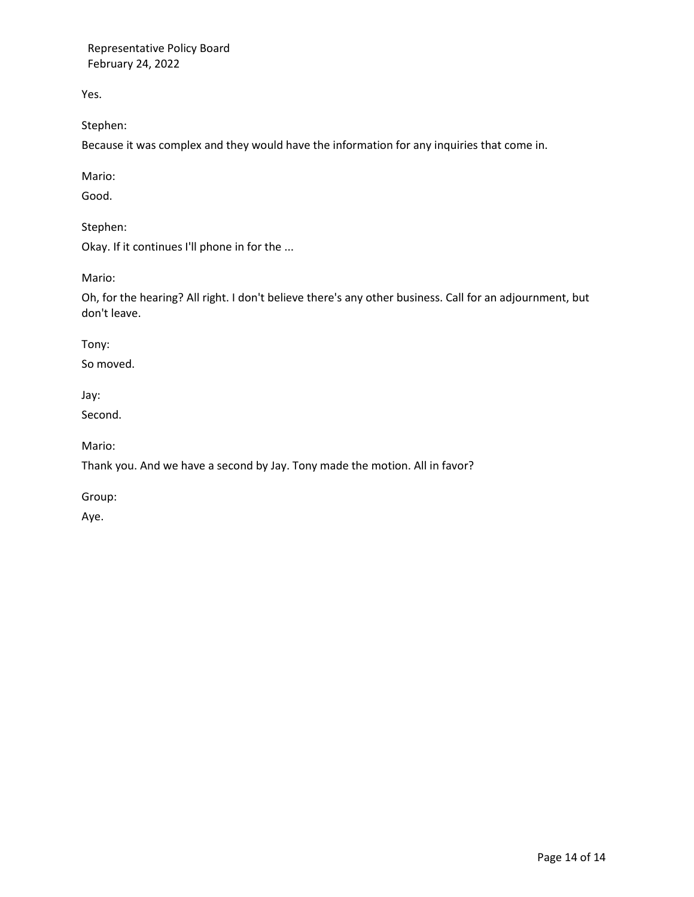Yes.

Stephen:

Because it was complex and they would have the information for any inquiries that come in.

Mario:

Good.

Stephen:

Okay. If it continues I'll phone in for the ...

Mario:

Oh, for the hearing? All right. I don't believe there's any other business. Call for an adjournment, but don't leave.

Tony:

So moved.

Jay:

Second.

Mario:

Thank you. And we have a second by Jay. Tony made the motion. All in favor?

Group:

Aye.